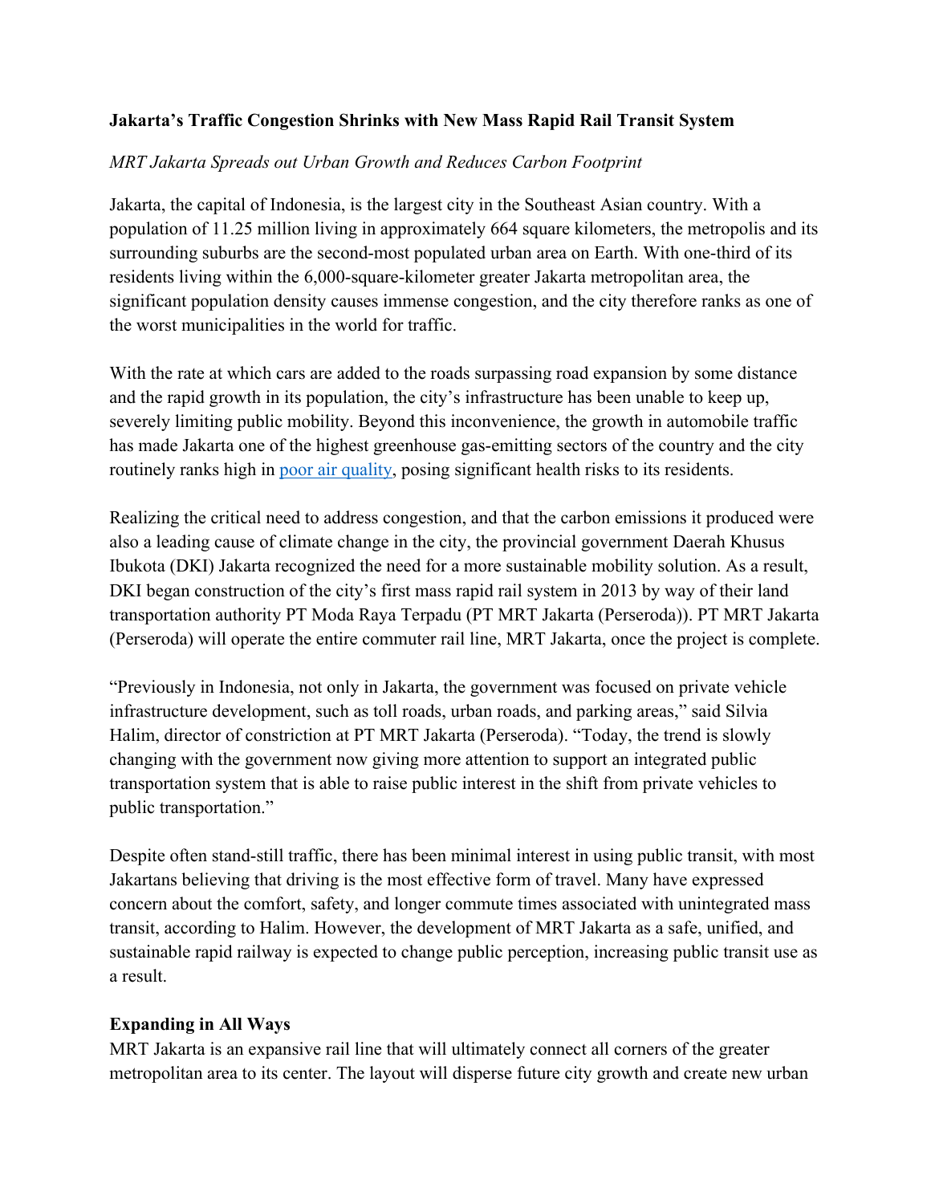**Jakarta's Traffic Congestion Shrinks with New Mass Rapid Rail Transit System**

*MRT Jakarta Spreads out Urban Growth and Reduces Carbon Footprint*

Jakarta, the capital of Indonesia, is the largest city in the Southeast Asian country. With a population of 11.25 million living in approximately 664 square kilometers, the metropolis and its surrounding suburbs are the second-most populated urban area on Earth. With one-third of its residents living within the 6,000-square-kilometer greater Jakarta metropolitan area, the significant population density causes immense congestion, and the city therefore ranks as one of the worst municipalities in the world for traffic.

With the rate at which cars are added to the roads surpassing road expansion by some distance and the rapid growth in its population, the city's infrastructure has been unable to keep up, severely limiting public mobility. Beyond this inconvenience, the growth in automobile traffic has made Jakarta one of the highest greenhouse gas-emitting sectors of the country and the city routinely ranks high in [poor air quality](), posing significant health risks to its residents.

Realizing the critical need to address congestion, and that the carbon emissions it produced were also a leading cause of climate change in the city, the provincial government Daerah Khusus Ibukota (DKI) Jakarta recognized the need for a more sustainable mobility solution. As a result, DKI began construction of the city's first mass rapid rail system in 2013 by way of their land transportation authority PT Moda Raya Terpadu (PT MRT Jakarta (Perseroda)). PT MRT Jakarta (Perseroda) will operate the entire commuter rail line, MRT Jakarta, once the project is complete.

"Previously in Indonesia, not only in Jakarta, the government was focused on private vehicle infrastructure development, such as toll roads, urban roads, and parking areas," said Silvia Halim, director of constriction at PT MRT Jakarta (Perseroda). "Today, the trend is slowly changing with the government now giving more attention to support an integrated public transportation system that is able to raise public interest in the shift from private vehicles to public transportation."

Despite often stand-still traffic, there has been minimal interest in using public transit, with most Jakartans believing that driving is the most effective form of travel. Many have expressed concern about the comfort, safety, and longer commute times associated with unintegrated mass transit, according to Halim. However, the development of MRT Jakarta as a safe, unified, and sustainable rapid railway is expected to change public perception, increasing public transit use as a result.

**Expanding in All Ways**

MRT Jakarta is an expansive rail line that will ultimately connect all corners of the greater metropolitan area to its center. The layout will disperse future city growth and create new urban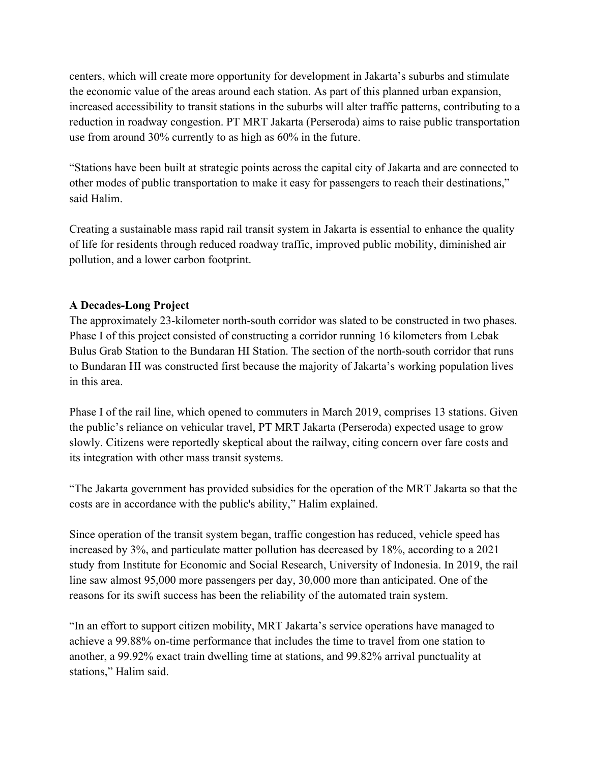centers, which will create more opportunity for development in Jakarta's suburbs and stimulate the economic value of the areas around each station. As part of this planned urban expansion, increased accessibility to transit stations in the suburbs will alter traffic patterns, contributing to a reduction in roadway congestion. PT MRT Jakarta (Perseroda) aims to raise public transportation use from around 30% currently to as high as 60% in the future.

"Stations have been built at strategic points across the capital city of Jakarta and are connected to other modes of public transportation to make it easy for passengers to reach their destinations," said Halim.

Creating a sustainable mass rapid rail transit system in Jakarta is essential to enhance the quality of life for residents through reduced roadway traffic, improved public mobility, diminished air pollution, and a lower carbon footprint.

**A Decades-Long Project**

The approximately 23-kilometer north-south corridor was slated to be constructed in two phases. Phase I of this project consisted of constructing a corridor running 16 kilometers from Lebak Bulus Grab Station to the Bundaran HI Station. The section of the north-south corridor that runs to Bundaran HI was constructed first because the majority of Jakarta's working population lives in this area.

Phase I of the rail line, which opened to commuters in March 2019, comprises 13 stations. Given the public's reliance on vehicular travel, PT MRT Jakarta (Perseroda) expected usage to grow slowly. Citizens were reportedly skeptical about the railway, citing concern over fare costs and its integration with other mass transit systems.

"The Jakarta government has provided subsidies for the operation of the MRT Jakarta so that the costs are in accordance with the public's ability," Halim explained.

Since operation of the transit system began, traffic congestion has reduced, vehicle speed has increased by 3%, and particulate matter pollution has decreased by 18%, according to a 2021 study from Institute for Economic and Social Research, University of Indonesia. In 2019, the rail line saw almost 95,000 more passengers per day, 30,000 more than anticipated. One of the reasons for its swift success has been the reliability of the automated train system.

"In an effort to support citizen mobility, MRT Jakarta's service operations have managed to achieve a 99.88% on-time performance that includes the time to travel from one station to another, a 99.92% exact train dwelling time at stations, and 99.82% arrival punctuality at stations," Halim said.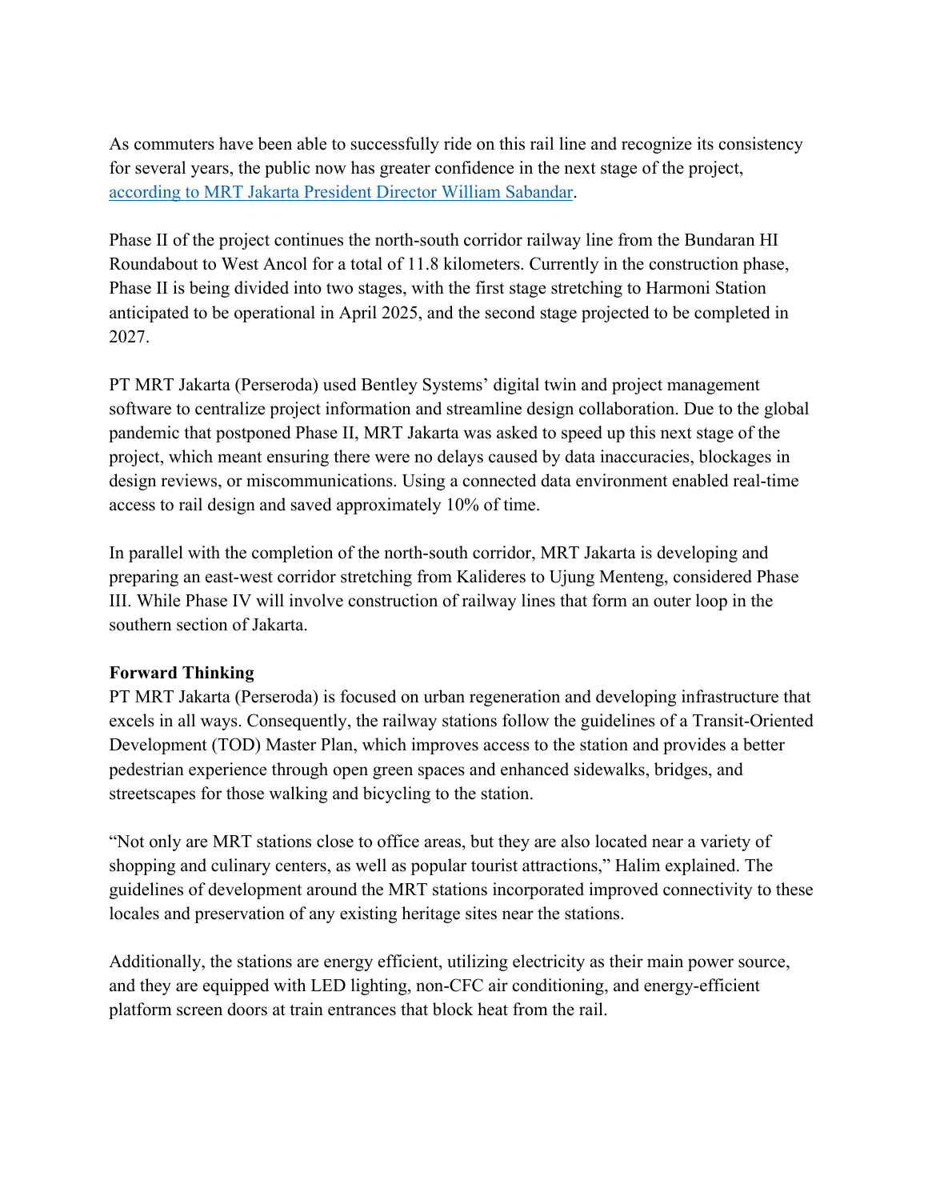As commuters have been able to successfully ride on this rail line and recognize its consistency for several years, the public now has greater confidence in the next stage of the project, according to MRT Jakarta President Director William Sabandar.

Phase II of the project continues the north-south corridor railway line from the Bundaran HI Roundabout to West Ancol for a total of 11.8 kilometers. Currently in the construction phase, Phase II is being divided into two stages, with the first stage stretching to Harmoni Station anticipated to be operational in April 2025, and the second stage projected to be completed in 2027.

PT MRT Jakarta (Perseroda) used Bentley Systems' digital twin and project management software to centralize project information and streamline design collaboration. Due to the global pandemic that postponed Phase II, MRT Jakarta was asked to speed up this next stage of the project, which meant ensuring there were no delays caused by data inaccuracies, blockages in design reviews, or miscommunications. Using a connected data environment enabled real-time access to rail design and saved approximately 10% of time.

In parallel with the completion of the north-south corridor, MRT Jakarta is developing and preparing an east-west corridor stretching from Kalideres to Ujung Menteng, considered Phase III. While Phase IV will involve construction of railway lines that form an outer loop in the southern section of Jakarta.

**Forward Thinking**

PT MRT Jakarta (Perseroda) is focused on urban regeneration and developing infrastructure that excels in all ways. Consequently, the railway stations follow the guidelines of a Transit-Oriented Development (TOD) Master Plan, which improves access to the station and provides a better pedestrian experience through open green spaces and enhanced sidewalks, bridges, and streetscapes for those walking and bicycling to the station.

"Not only are MRT stations close to office areas, but they are also located near a variety of shopping and culinary centers, as well as popular tourist attractions," Halim explained. The guidelines of development around the MRT stations incorporated improved connectivity to these locales and preservation of any existing heritage sites near the stations.

Additionally, the stations are energy efficient, utilizing electricity as their main power source, and they are equipped with LED lighting, non-CFC air conditioning, and energy-efficient platform screen doors at train entrances that block heat from the rail.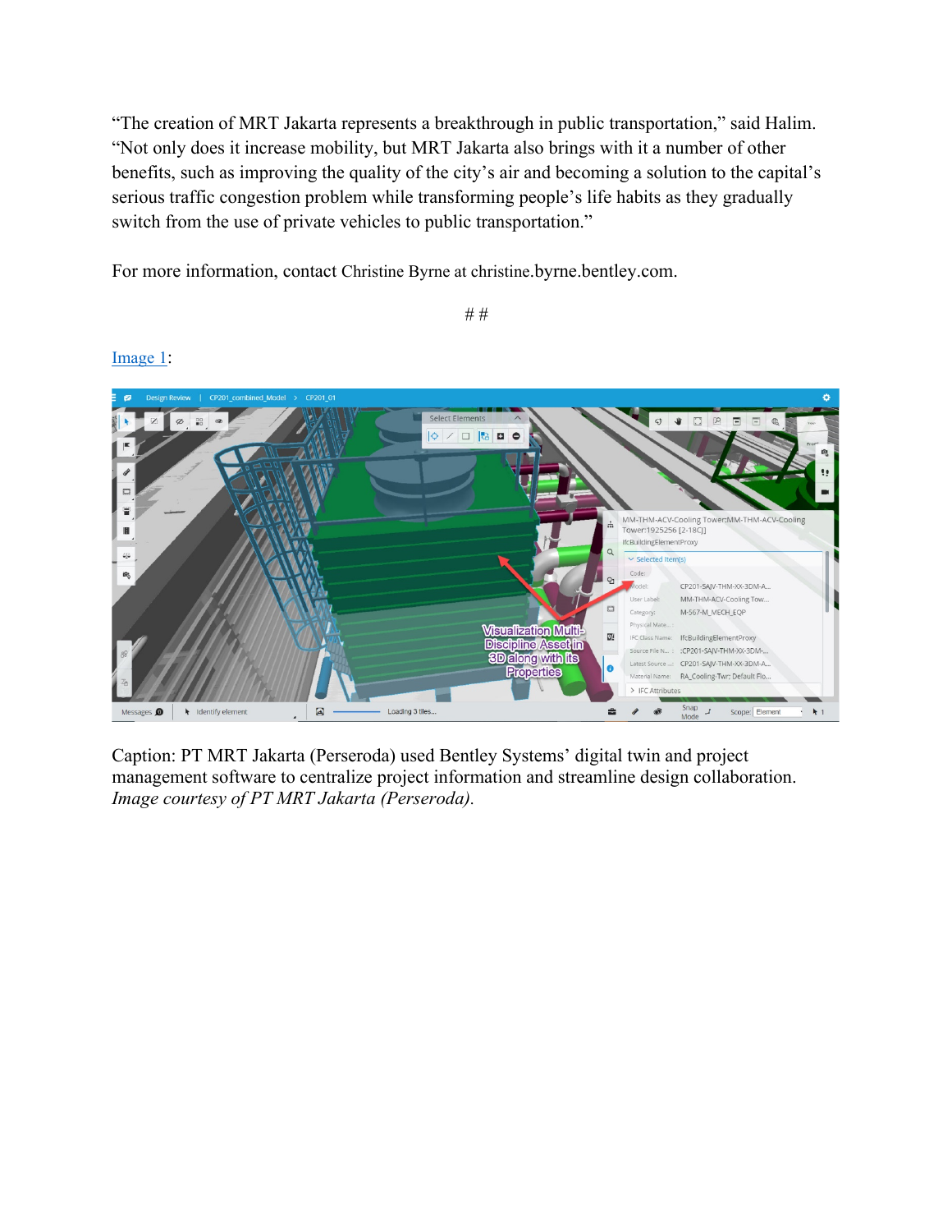"The creation of MRT Jakarta represents a breakthrough in public transportation," said Halim. "Not only does it increase mobility, but MRT Jakarta also brings with it a number of other benefits, such as improving the quality of the city's air and becoming a solution to the capital's serious traffic congestion problem while transforming people's life habits as they gradually switch from the use of private vehicles to public transportation."

For more information, contact Christine Byrne at christine.byrne.bentley.com.

##

Image 1:

Caption: PT MRT Jakarta (Perseroda) used Bentley Systems' digital twin and project management software to centralize project information and streamline design collaboration. *Image courtesy of PT MRT Jakarta (Perseroda).*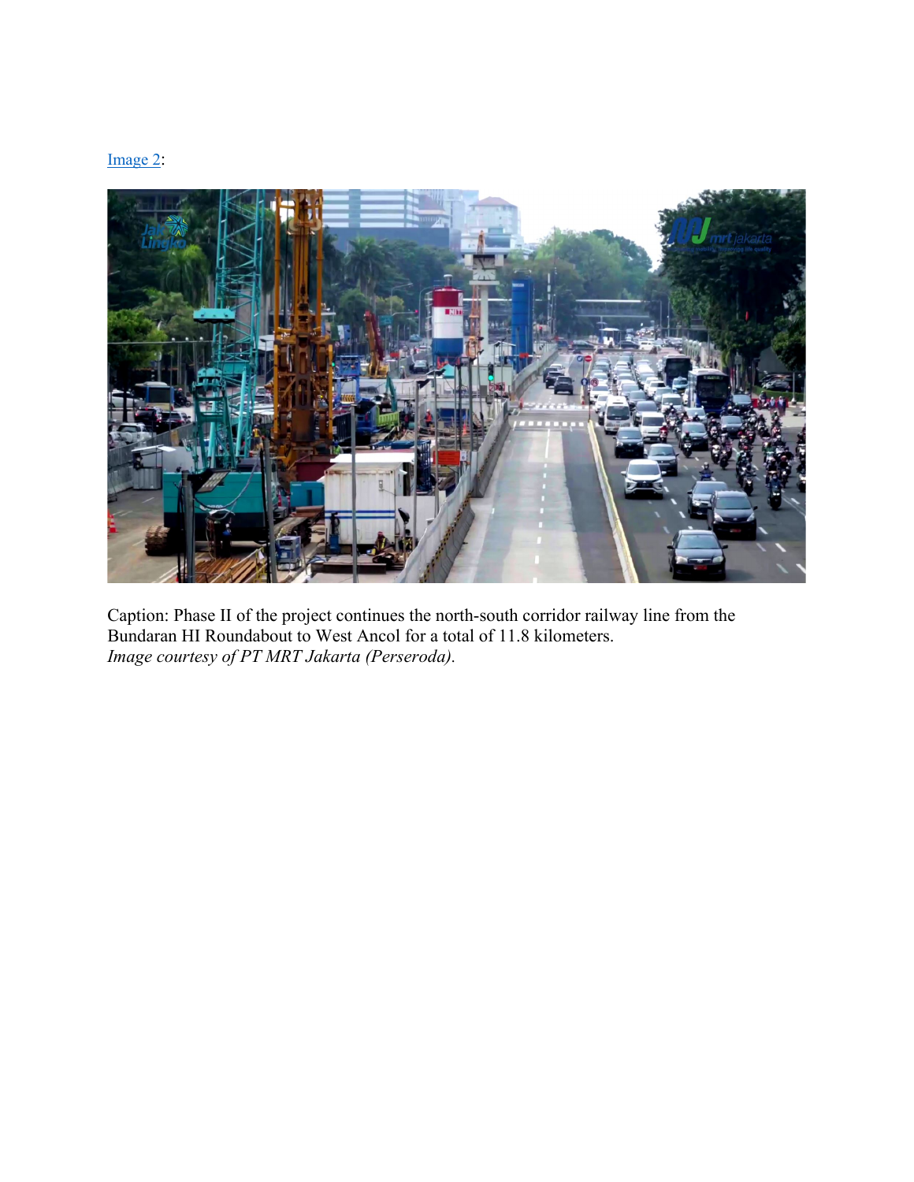Image 2:

Caption: Phase II of the project continues the north-south corridor railway line from the Bundaran HI Roundabout to West Ancol for a total of 11.8 kilometers.
*Image courtesy of PT MRT Jakarta (Perseroda).*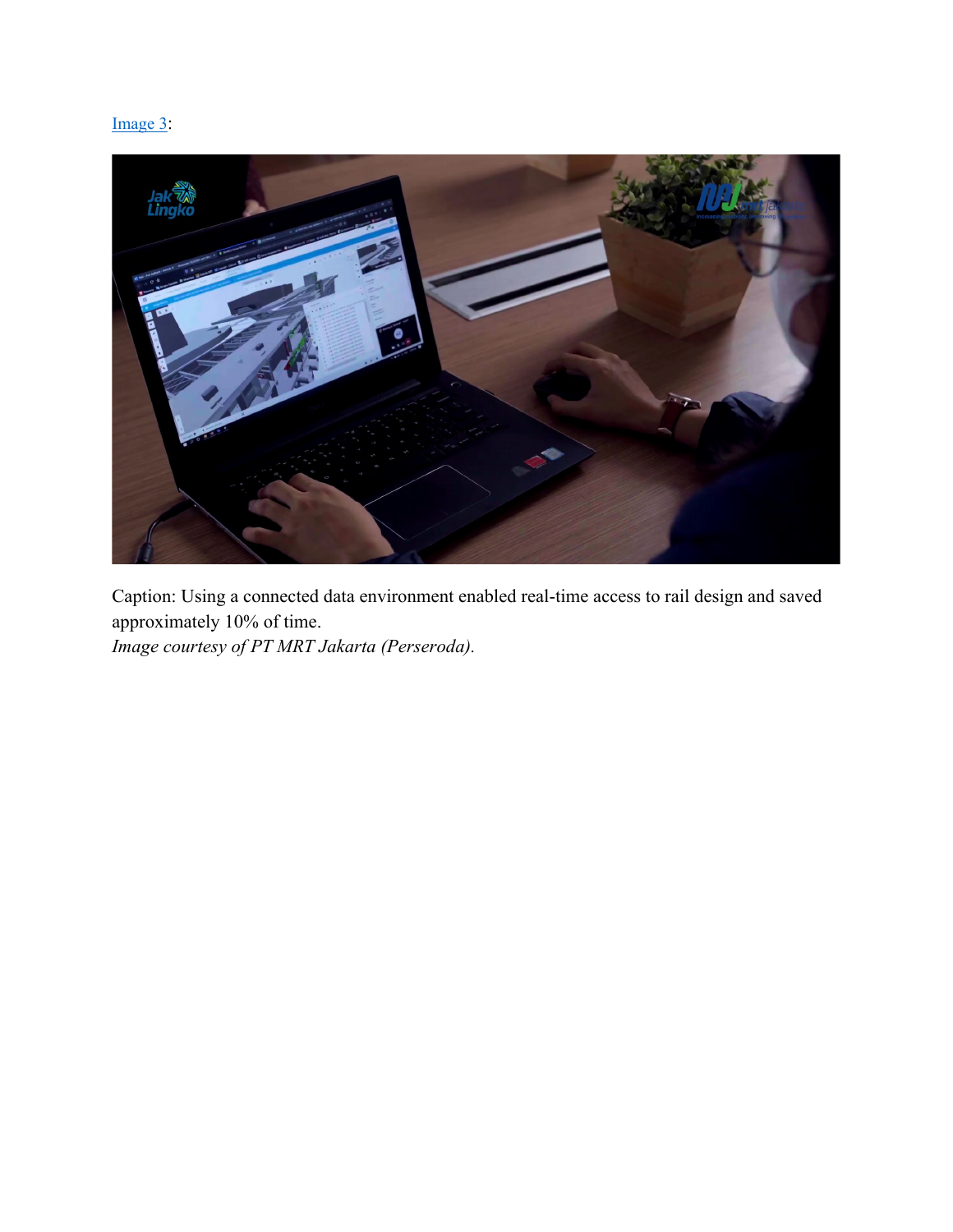[Image 3](#):

Caption: Using a connected data environment enabled real-time access to rail design and saved approximately 10% of time.
*Image courtesy of PT MRT Jakarta (Perseroda).*